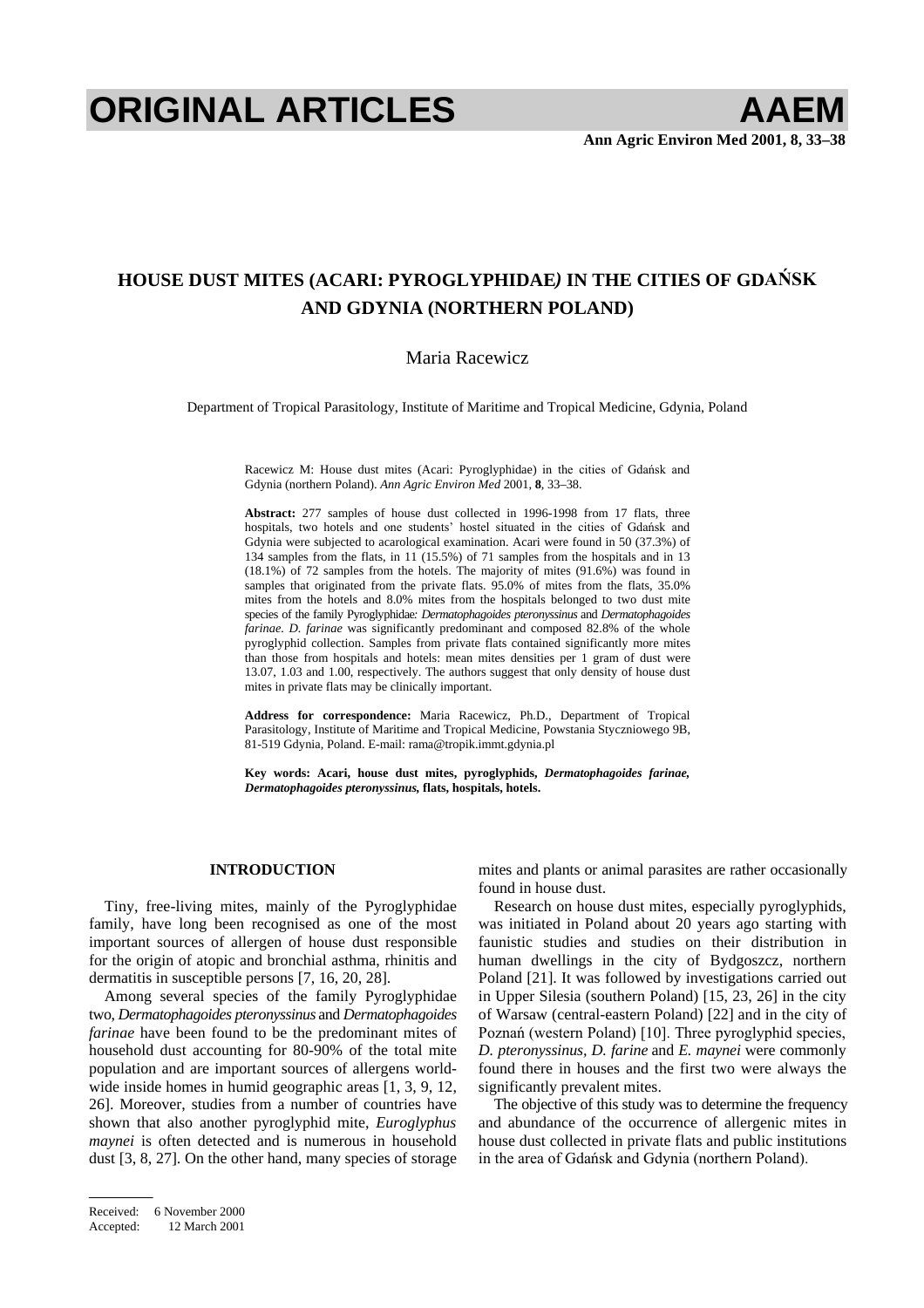# ORIGINAL ARTICLES

## HOUSE DUST MITES (ACARI: PYROGLYPHIDAE*)* IN THE CITIES OF GDAŃSK AND GDYNIA (NORTHERN POLAND)

Maria Racewicz

Department of Tropical Parasitology, Institute of Maritime and Tropical Medicine, Gdynia, Poland

Racewicz M: House dust mites (Acari: Pyroglyphidae) in the cities of Gdańsk and Gdynia (northern Poland). *Ann Agric Environ Med* 2001, **8**, 33–38.

**Abstract:** 277 samples of house dust collected in 1996-1998 from 17 flats, three hospitals, two hotels and one students' hostel situated in the cities of Gdańsk and Gdynia were subjected to acarological examination. Acari were found in 50 (37.3%) of 134 samples from the flats, in 11 (15.5%) of 71 samples from the hospitals and in 13 (18.1%) of 72 samples from the hotels. The majority of mites (91.6%) was found in samples that originated from the private flats. 95.0% of mites from the flats, 35.0% mites from the hotels and 8.0% mites from the hospitals belonged to two dust mite species of the family Pyroglyphidae*: Dermatophagoides pteronyssinus* and *Dermatophagoides farinae*. *D. farinae* was significantly predominant and composed 82.8% of the whole pyroglyphid collection. Samples from private flats contained significantly more mites than those from hospitals and hotels: mean mites densities per 1 gram of dust were 13.07, 1.03 and 1.00, respectively. The authors suggest that only density of house dust mites in private flats may be clinically important.

**Address for correspondence:** Maria Racewicz, Ph.D., Department of Tropical Parasitology, Institute of Maritime and Tropical Medicine, Powstania Styczniowego 9B, 81-519 Gdynia, Poland. E-mail: rama@tropik.immt.gdynia.pl

**Key words: Acari, house dust mites, pyroglyphids,** ***Dermatophagoides farinae, Dermatophagoides pteronyssinus,*** **flats, hospitals, hotels.**

### INTRODUCTION

Tiny, free-living mites, mainly of the Pyroglyphidae family, have long been recognised as one of the most important sources of allergen of house dust responsible for the origin of atopic and bronchial asthma, rhinitis and dermatitis in susceptible persons [7, 16, 20, 28].

Among several species of the family Pyroglyphidae two, *Dermatophagoides pteronyssinus* and *Dermatophagoides farinae* have been found to be the predominant mites of household dust accounting for 80-90% of the total mite population and are important sources of allergens world-wide inside homes in humid geographic areas [1, 3, 9, 12, 26]. Moreover, studies from a number of countries have shown that also another pyroglyphid mite, *Euroglyphus maynei* is often detected and is numerous in household dust [3, 8, 27]. On the other hand, many species of storage mites and plants or animal parasites are rather occasionally found in house dust.

Research on house dust mites, especially pyroglyphids, was initiated in Poland about 20 years ago starting with faunistic studies and studies on their distribution in human dwellings in the city of Bydgoszcz, northern Poland [21]. It was followed by investigations carried out in Upper Silesia (southern Poland) [15, 23, 26] in the city of Warsaw (central-eastern Poland) [22] and in the city of Poznań (western Poland) [10]. Three pyroglyphid species, *D. pteronyssinus*, *D. farine* and *E. maynei* were commonly found there in houses and the first two were always the significantly prevalent mites.

The objective of this study was to determine the frequency and abundance of the occurrence of allergenic mites in house dust collected in private flats and public institutions in the area of Gdańsk and Gdynia (northern Poland).

Received: 6 November 2000
Accepted: 12 March 2001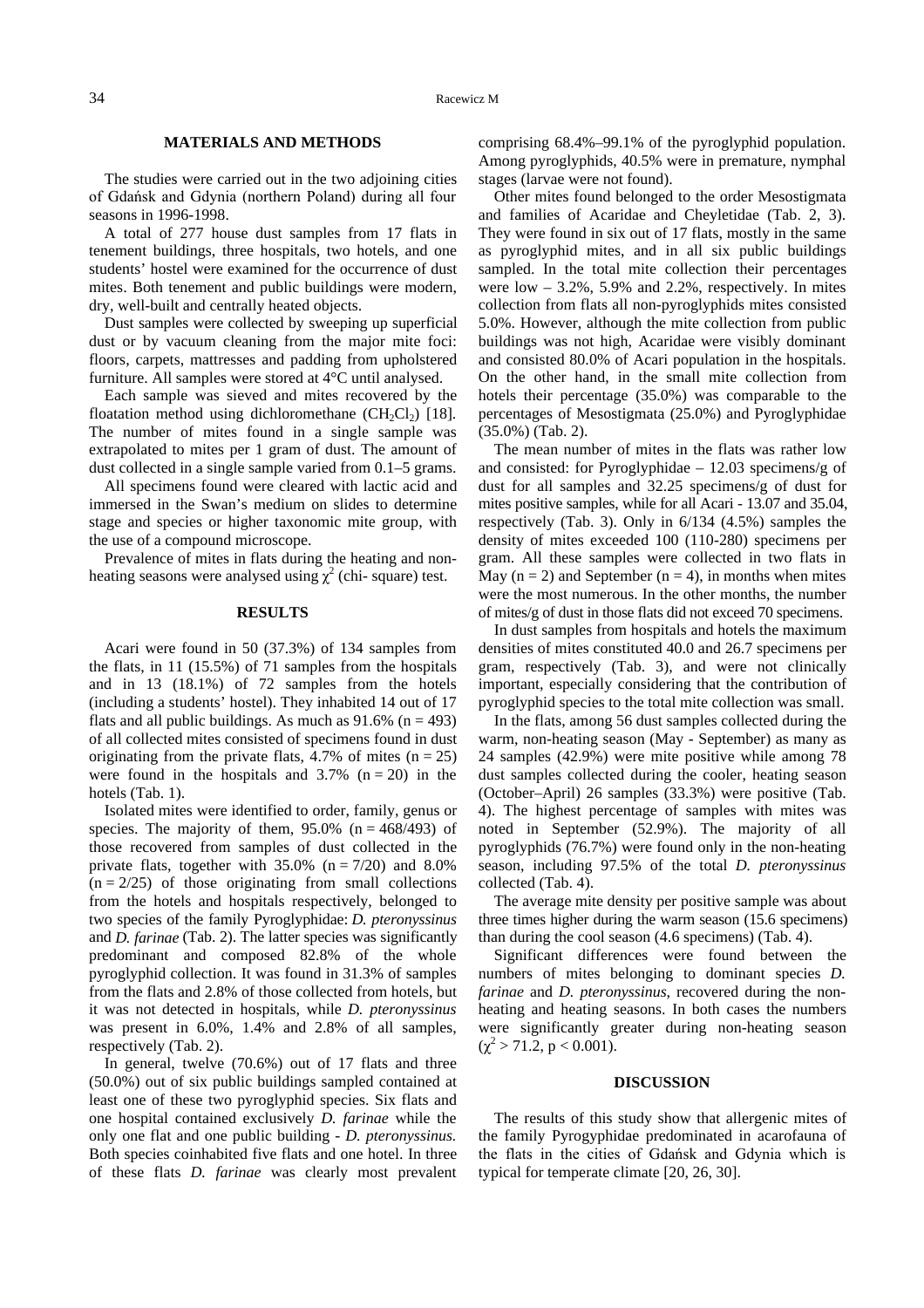## MATERIALS AND METHODS

The studies were carried out in the two adjoining cities of Gdańsk and Gdynia (northern Poland) during all four seasons in 1996-1998.

A total of 277 house dust samples from 17 flats in tenement buildings, three hospitals, two hotels, and one students' hostel were examined for the occurrence of dust mites. Both tenement and public buildings were modern, dry, well-built and centrally heated objects.

Dust samples were collected by sweeping up superficial dust or by vacuum cleaning from the major mite foci: floors, carpets, mattresses and padding from upholstered furniture. All samples were stored at 4°C until analysed.

Each sample was sieved and mites recovered by the floatation method using dichloromethane ($CH_2Cl_2$) [18]. The number of mites found in a single sample was extrapolated to mites per 1 gram of dust. The amount of dust collected in a single sample varied from 0.1–5 grams.

All specimens found were cleared with lactic acid and immersed in the Swan's medium on slides to determine stage and species or higher taxonomic mite group, with the use of a compound microscope.

Prevalence of mites in flats during the heating and non-heating seasons were analysed using $\chi^2$ (chi- square) test.

## RESULTS

Acari were found in 50 (37.3%) of 134 samples from the flats, in 11 (15.5%) of 71 samples from the hospitals and in 13 (18.1%) of 72 samples from the hotels (including a students' hostel). They inhabited 14 out of 17 flats and all public buildings. As much as 91.6% (n = 493) of all collected mites consisted of specimens found in dust originating from the private flats, 4.7% of mites (n = 25) were found in the hospitals and 3.7% (n = 20) in the hotels (Tab. 1).

Isolated mites were identified to order, family, genus or species. The majority of them, 95.0% (n = 468/493) of those recovered from samples of dust collected in the private flats, together with 35.0% (n = 7/20) and 8.0% (n = 2/25) of those originating from small collections from the hotels and hospitals respectively, belonged to two species of the family Pyroglyphidae: *D. pteronyssinus* and *D. farinae* (Tab. 2). The latter species was significantly predominant and composed 82.8% of the whole pyroglyphid collection. It was found in 31.3% of samples from the flats and 2.8% of those collected from hotels, but it was not detected in hospitals, while *D. pteronyssinus* was present in 6.0%, 1.4% and 2.8% of all samples, respectively (Tab. 2).

In general, twelve (70.6%) out of 17 flats and three (50.0%) out of six public buildings sampled contained at least one of these two pyroglyphid species. Six flats and one hospital contained exclusively *D. farinae* while the only one flat and one public building - *D. pteronyssinus.* Both species coinhabited five flats and one hotel. In three of these flats *D. farinae* was clearly most prevalent comprising 68.4%–99.1% of the pyroglyphid population. Among pyroglyphids, 40.5% were in premature, nymphal stages (larvae were not found).

Other mites found belonged to the order Mesostigmata and families of Acaridae and Cheyletidae (Tab. 2, 3). They were found in six out of 17 flats, mostly in the same as pyroglyphid mites, and in all six public buildings sampled. In the total mite collection their percentages were low – 3.2%, 5.9% and 2.2%, respectively. In mites collection from flats all non-pyroglyphids mites consisted 5.0%. However, although the mite collection from public buildings was not high, Acaridae were visibly dominant and consisted 80.0% of Acari population in the hospitals. On the other hand, in the small mite collection from hotels their percentage (35.0%) was comparable to the percentages of Mesostigmata (25.0%) and Pyroglyphidae (35.0%) (Tab. 2).

The mean number of mites in the flats was rather low and consisted: for Pyroglyphidae – 12.03 specimens/g of dust for all samples and 32.25 specimens/g of dust for mites positive samples, while for all Acari - 13.07 and 35.04, respectively (Tab. 3). Only in 6/134 (4.5%) samples the density of mites exceeded 100 (110-280) specimens per gram. All these samples were collected in two flats in May (n = 2) and September (n = 4), in months when mites were the most numerous. In the other months, the number of mites/g of dust in those flats did not exceed 70 specimens.

In dust samples from hospitals and hotels the maximum densities of mites constituted 40.0 and 26.7 specimens per gram, respectively (Tab. 3), and were not clinically important, especially considering that the contribution of pyroglyphid species to the total mite collection was small.

In the flats, among 56 dust samples collected during the warm, non-heating season (May - September) as many as 24 samples (42.9%) were mite positive while among 78 dust samples collected during the cooler, heating season (October–April) 26 samples (33.3%) were positive (Tab. 4). The highest percentage of samples with mites was noted in September (52.9%). The majority of all pyroglyphids (76.7%) were found only in the non-heating season, including 97.5% of the total *D. pteronyssinus* collected (Tab. 4).

The average mite density per positive sample was about three times higher during the warm season (15.6 specimens) than during the cool season (4.6 specimens) (Tab. 4).

Significant differences were found between the numbers of mites belonging to dominant species *D. farinae* and *D. pteronyssinus*, recovered during the non-heating and heating seasons. In both cases the numbers were significantly greater during non-heating season ($\chi^2 > 71.2$, $p < 0.001$).

## DISCUSSION

The results of this study show that allergenic mites of the family Pyrogyphidae predominated in acarofauna of the flats in the cities of Gdańsk and Gdynia which is typical for temperate climate [20, 26, 30].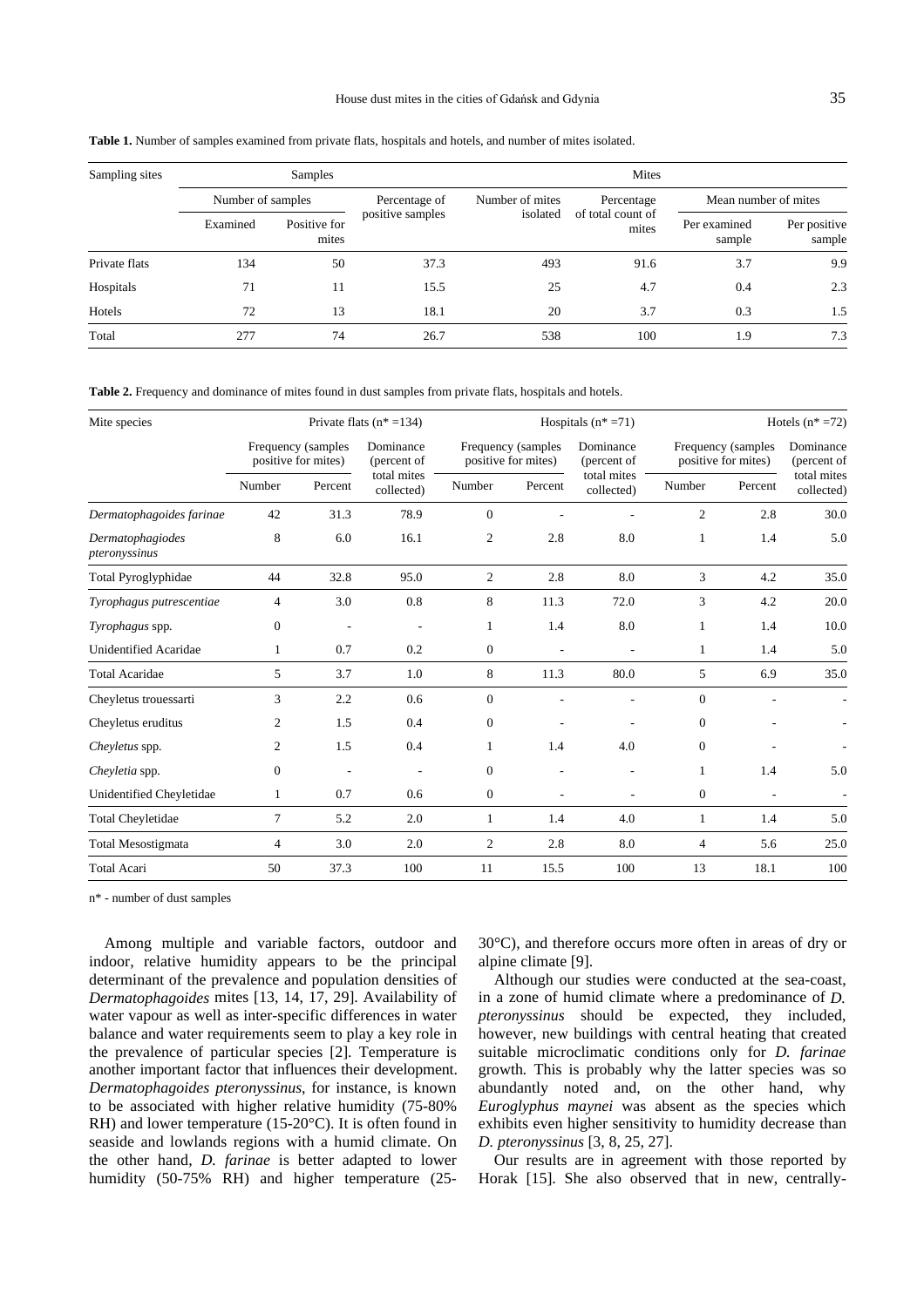**Table 1.** Number of samples examined from private flats, hospitals and hotels, and number of mites isolated.

| Sampling sites | Samples | | | Mites | | | |
|---|---|---|---|---|---|---|---|
| | Number of samples | | Percentage of positive samples | Number of mites isolated | Percentage of total count of mites | Mean number of mites | |
| | Examined | Positive for mites | | | | Per examined sample | Per positive sample |
| Private flats | 134 | 50 | 37.3 | 493 | 91.6 | 3.7 | 9.9 |
| Hospitals | 71 | 11 | 15.5 | 25 | 4.7 | 0.4 | 2.3 |
| Hotels | 72 | 13 | 18.1 | 20 | 3.7 | 0.3 | 1.5 |
| Total | 277 | 74 | 26.7 | 538 | 100 | 1.9 | 7.3 |

**Table 2.** Frequency and dominance of mites found in dust samples from private flats, hospitals and hotels.

| Mite species | Private flats (n* =134) | | | Hospitals (n* =71) | | | Hotels (n* =72) | | |
|---|---|---|---|---|---|---|---|---|---|
| | Frequency (samples positive for mites) | | Dominance (percent of total mites collected) | Frequency (samples positive for mites) | | Dominance (percent of total mites collected) | Frequency (samples positive for mites) | | Dominance (percent of total mites collected) |
| | Number | Percent | | Number | Percent | | Number | Percent | |
| *Dermatophagoides farinae* | 42 | 31.3 | 78.9 | 0 | - | - | 2 | 2.8 | 30.0 |
| *Dermatophagiodes pteronyssinus* | 8 | 6.0 | 16.1 | 2 | 2.8 | 8.0 | 1 | 1.4 | 5.0 |
| Total Pyroglyphidae | 44 | 32.8 | 95.0 | 2 | 2.8 | 8.0 | 3 | 4.2 | 35.0 |
| *Tyrophagus putrescentiae* | 4 | 3.0 | 0.8 | 8 | 11.3 | 72.0 | 3 | 4.2 | 20.0 |
| *Tyrophagus* spp. | 0 | - | - | 1 | 1.4 | 8.0 | 1 | 1.4 | 10.0 |
| Unidentified Acaridae | 1 | 0.7 | 0.2 | 0 | - | - | 1 | 1.4 | 5.0 |
| Total Acaridae | 5 | 3.7 | 1.0 | 8 | 11.3 | 80.0 | 5 | 6.9 | 35.0 |
| Cheyletus trouessarti | 3 | 2.2 | 0.6 | 0 | - | - | 0 | - | - |
| Cheyletus eruditus | 2 | 1.5 | 0.4 | 0 | - | - | 0 | - | - |
| *Cheyletus* spp. | 2 | 1.5 | 0.4 | 1 | 1.4 | 4.0 | 0 | - | - |
| *Cheyletia* spp. | 0 | - | - | 0 | - | - | 1 | 1.4 | 5.0 |
| Unidentified Cheyletidae | 1 | 0.7 | 0.6 | 0 | - | - | 0 | - | - |
| Total Cheyletidae | 7 | 5.2 | 2.0 | 1 | 1.4 | 4.0 | 1 | 1.4 | 5.0 |
| Total Mesostigmata | 4 | 3.0 | 2.0 | 2 | 2.8 | 8.0 | 4 | 5.6 | 25.0 |
| Total Acari | 50 | 37.3 | 100 | 11 | 15.5 | 100 | 13 | 18.1 | 100 |

n* - number of dust samples

Among multiple and variable factors, outdoor and indoor, relative humidity appears to be the principal determinant of the prevalence and population densities of *Dermatophagoides* mites [13, 14, 17, 29]. Availability of water vapour as well as inter-specific differences in water balance and water requirements seem to play a key role in the prevalence of particular species [2]. Temperature is another important factor that influences their development. *Dermatophagoides pteronyssinus*, for instance, is known to be associated with higher relative humidity (75-80% RH) and lower temperature (15-20°C). It is often found in seaside and lowlands regions with a humid climate. On the other hand, *D. farinae* is better adapted to lower humidity (50-75% RH) and higher temperature (25-30°C), and therefore occurs more often in areas of dry or alpine climate [9].

Although our studies were conducted at the sea-coast, in a zone of humid climate where a predominance of *D. pteronyssinus* should be expected, they included, however, new buildings with central heating that created suitable microclimatic conditions only for *D. farinae* growth. This is probably why the latter species was so abundantly noted and, on the other hand, why *Euroglyphus maynei* was absent as the species which exhibits even higher sensitivity to humidity decrease than *D. pteronyssinus* [3, 8, 25, 27].

Our results are in agreement with those reported by Horak [15]. She also observed that in new, centrally-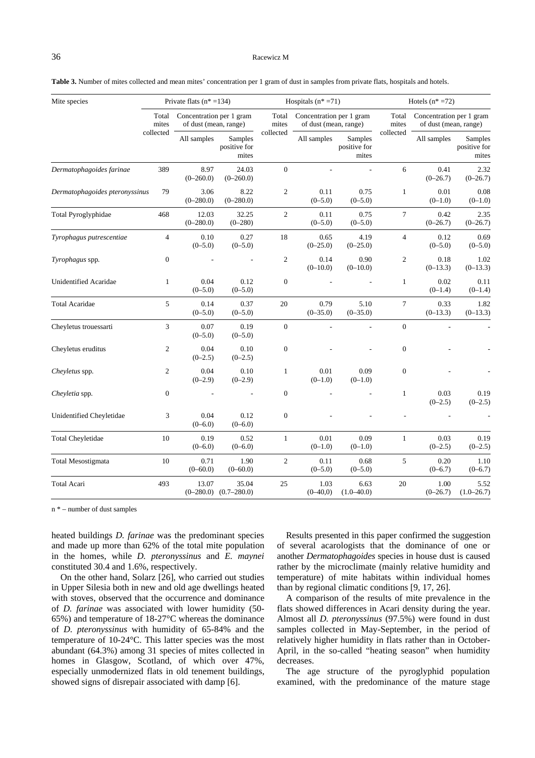**Table 3.** Number of mites collected and mean mites' concentration per 1 gram of dust in samples from private flats, hospitals and hotels.

| Mite species | Private flats (n* =134) | | | Hospitals (n* =71) | | | Hotels (n* =72) | | |
|---|---|---|---|---|---|---|---|---|---|
| | Total mites collected | Concentration per 1 gram of dust (mean, range) | | Total mites collected | Concentration per 1 gram of dust (mean, range) | | Total mites collected | Concentration per 1 gram of dust (mean, range) | |
| | | All samples | Samples positive for mites | | All samples | Samples positive for mites | | All samples | Samples positive for mites |
| *Dermatophagoides farinae* | 389 | 8.97 (0–260.0) | 24.03 (0–260.0) | 0 | - | - | 6 | 0.41 (0–26.7) | 2.32 (0–26.7) |
| *Dermatophagoides pteronyssinus* | 79 | 3.06 (0–280.0) | 8.22 (0–280.0) | 2 | 0.11 (0–5.0) | 0.75 (0–5.0) | 1 | 0.01 (0–1.0) | 0.08 (0–1.0) |
| Total Pyroglyphidae | 468 | 12.03 (0–280.0) | 32.25 (0–280) | 2 | 0.11 (0–5.0) | 0.75 (0–5.0) | 7 | 0.42 (0–26.7) | 2.35 (0–26.7) |
| *Tyrophagus putrescentiae* | 4 | 0.10 (0–5.0) | 0.27 (0–5.0) | 18 | 0.65 (0–25.0) | 4.19 (0–25.0) | 4 | 0.12 (0–5.0) | 0.69 (0–5.0) |
| *Tyrophagus* spp. | 0 | - | - | 2 | 0.14 (0–10.0) | 0.90 (0–10.0) | 2 | 0.18 (0–13.3) | 1.02 (0–13.3) |
| Unidentified Acaridae | 1 | 0.04 (0–5.0) | 0.12 (0–5.0) | 0 | - | - | 1 | 0.02 (0–1.4) | 0.11 (0–1.4) |
| Total Acaridae | 5 | 0.14 (0–5.0) | 0.37 (0–5.0) | 20 | 0.79 (0–35.0) | 5.10 (0–35.0) | 7 | 0.33 (0–13.3) | 1.82 (0–13.3) |
| Cheyletus trouessarti | 3 | 0.07 (0–5.0) | 0.19 (0–5.0) | 0 | - | - | 0 | - | - |
| Cheyletus eruditus | 2 | 0.04 (0–2.5) | 0.10 (0–2.5) | 0 | - | - | 0 | - | - |
| *Cheyletus* spp. | 2 | 0.04 (0–2.9) | 0.10 (0–2.9) | 1 | 0.01 (0–1.0) | 0.09 (0–1.0) | 0 | - | - |
| *Cheyletia* spp. | 0 | - | - | 0 | - | - | 1 | 0.03 (0–2.5) | 0.19 (0–2.5) |
| Unidentified Cheyletidae | 3 | 0.04 (0–6.0) | 0.12 (0–6.0) | 0 | - | - | - | - | - |
| Total Cheyletidae | 10 | 0.19 (0–6.0) | 0.52 (0–6.0) | 1 | 0.01 (0–1.0) | 0.09 (0–1.0) | 1 | 0.03 (0–2.5) | 0.19 (0–2.5) |
| Total Mesostigmata | 10 | 0.71 (0–60.0) | 1.90 (0–60.0) | 2 | 0.11 (0–5.0) | 0.68 (0–5.0) | 5 | 0.20 (0–6.7) | 1.10 (0–6.7) |
| Total Acari | 493 | 13.07 (0–280.0) | 35.04 (0.7–280.0) | 25 | 1.03 (0–40,0) | 6.63 (1.0–40.0) | 20 | 1.00 (0–26.7) | 5.52 (1.0–26.7) |

n * – number of dust samples

heated buildings *D. farinae* was the predominant species and made up more than 62% of the total mite population in the homes, while *D. pteronyssinus* and *E. maynei* constituted 30.4 and 1.6%, respectively.

On the other hand, Solarz [26], who carried out studies in Upper Silesia both in new and old age dwellings heated with stoves, observed that the occurrence and dominance of *D. farinae* was associated with lower humidity (50-65%) and temperature of 18-27°C whereas the dominance of *D. pteronyssinus* with humidity of 65-84% and the temperature of 10-24°C. This latter species was the most abundant (64.3%) among 31 species of mites collected in homes in Glasgow, Scotland, of which over 47%, especially unmodernized flats in old tenement buildings, showed signs of disrepair associated with damp [6].

Results presented in this paper confirmed the suggestion of several acarologists that the dominance of one or another *Dermatophagoides* species in house dust is caused rather by the microclimate (mainly relative humidity and temperature) of mite habitats within individual homes than by regional climatic conditions [9, 17, 26].

A comparison of the results of mite prevalence in the flats showed differences in Acari density during the year. Almost all *D. pteronyssinus* (97.5%) were found in dust samples collected in May-September, in the period of relatively higher humidity in flats rather than in October-April, in the so-called "heating season" when humidity decreases.

The age structure of the pyroglyphid population examined, with the predominance of the mature stage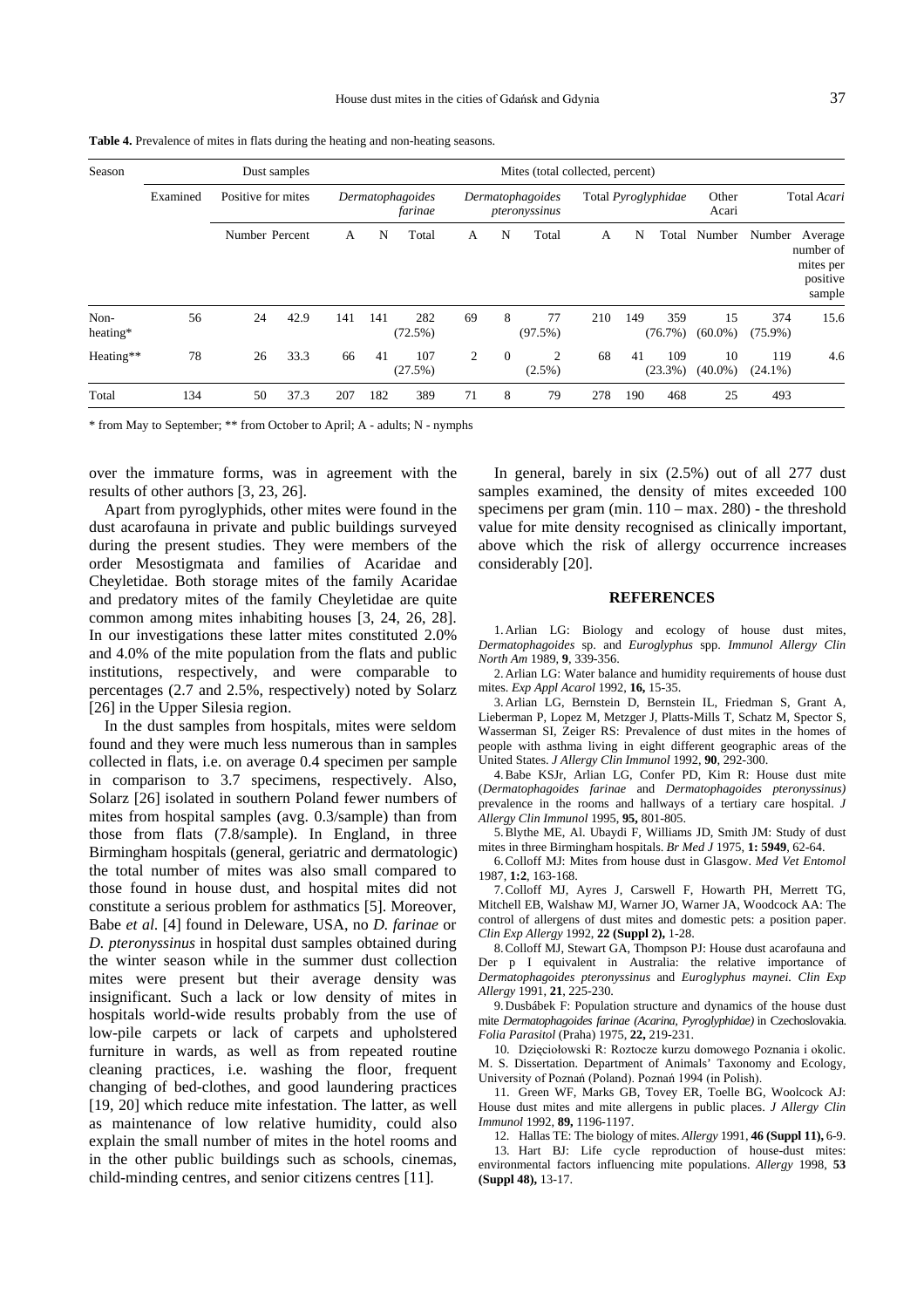**Table 4.** Prevalence of mites in flats during the heating and non-heating seasons.

| Season | Dust samples | | | Mites (total collected, percent) | | | | | | | | | | | |
|---|---|---|---|---|---|---|---|---|---|---|---|---|---|---|---|
| | Examined | Positive for mites | | *Dermatophagoides farinae* | | | *Dermatophagoides pteronyssinus* | | | Total *Pyroglyphidae* | | | Other Acari | Total *Acari* | |
| | | Number | Percent | A | N | Total | A | N | Total | A | N | Total | Number | Number | Average number of mites per positive sample |
| Non-heating* | 56 | 24 | 42.9 | 141 | 141 | 282 (72.5%) | 69 | 8 | 77 (97.5%) | 210 | 149 | 359 (76.7%) | 15 (60.0%) | 374 (75.9%) | 15.6 |
| Heating** | 78 | 26 | 33.3 | 66 | 41 | 107 (27.5%) | 2 | 0 | 2 (2.5%) | 68 | 41 | 109 (23.3%) | 10 (40.0%) | 119 (24.1%) | 4.6 |
| Total | 134 | 50 | 37.3 | 207 | 182 | 389 | 71 | 8 | 79 | 278 | 190 | 468 | 25 | 493 | |

\* from May to September; ** from October to April; A - adults; N - nymphs

over the immature forms, was in agreement with the results of other authors [3, 23, 26].

Apart from pyroglyphids, other mites were found in the dust acarofauna in private and public buildings surveyed during the present studies. They were members of the order Mesostigmata and families of Acaridae and Cheyletidae. Both storage mites of the family Acaridae and predatory mites of the family Cheyletidae are quite common among mites inhabiting houses [3, 24, 26, 28]. In our investigations these latter mites constituted 2.0% and 4.0% of the mite population from the flats and public institutions, respectively, and were comparable to percentages (2.7 and 2.5%, respectively) noted by Solarz [26] in the Upper Silesia region.

In the dust samples from hospitals, mites were seldom found and they were much less numerous than in samples collected in flats, i.e. on average 0.4 specimen per sample in comparison to 3.7 specimens, respectively. Also, Solarz [26] isolated in southern Poland fewer numbers of mites from hospital samples (avg. 0.3/sample) than from those from flats (7.8/sample). In England, in three Birmingham hospitals (general, geriatric and dermatologic) the total number of mites was also small compared to those found in house dust, and hospital mites did not constitute a serious problem for asthmatics [5]. Moreover, Babe *et al.* [4] found in Deleware, USA, no *D. farinae* or *D. pteronyssinus* in hospital dust samples obtained during the winter season while in the summer dust collection mites were present but their average density was insignificant. Such a lack or low density of mites in hospitals world-wide results probably from the use of low-pile carpets or lack of carpets and upholstered furniture in wards, as well as from repeated routine cleaning practices, i.e. washing the floor, frequent changing of bed-clothes, and good laundering practices [19, 20] which reduce mite infestation. The latter, as well as maintenance of low relative humidity, could also explain the small number of mites in the hotel rooms and in the other public buildings such as schools, cinemas, child-minding centres, and senior citizens centres [11].

In general, barely in six (2.5%) out of all 277 dust samples examined, the density of mites exceeded 100 specimens per gram (min. 110 – max. 280) - the threshold value for mite density recognised as clinically important, above which the risk of allergy occurrence increases considerably [20].

## REFERENCES

1. Arlian LG: Biology and ecology of house dust mites, *Dermatophagoides* sp. and *Euroglyphus* spp. *Immunol Allergy Clin North Am* 1989, **9**, 339-356.

2. Arlian LG: Water balance and humidity requirements of house dust mites. *Exp Appl Acarol* 1992, **16,** 15-35.

3. Arlian LG, Bernstein D, Bernstein IL, Friedman S, Grant A, Lieberman P, Lopez M, Metzger J, Platts-Mills T, Schatz M, Spector S, Wasserman SI, Zeiger RS: Prevalence of dust mites in the homes of people with asthma living in eight different geographic areas of the United States. *J Allergy Clin Immunol* 1992, **90**, 292-300.

4. Babe KSJr, Arlian LG, Confer PD, Kim R: House dust mite (*Dermatophagoides farinae* and *Dermatophagoides pteronyssinus)* prevalence in the rooms and hallways of a tertiary care hospital. *J Allergy Clin Immunol* 1995, **95,** 801-805.

5. Blythe ME, Al. Ubaydi F, Williams JD, Smith JM: Study of dust mites in three Birmingham hospitals. *Br Med J* 1975, **1: 5949**, 62-64.

6. Colloff MJ: Mites from house dust in Glasgow. *Med Vet Entomol* 1987, **1:2**, 163-168.

7. Colloff MJ, Ayres J, Carswell F, Howarth PH, Merrett TG, Mitchell EB, Walshaw MJ, Warner JO, Warner JA, Woodcock AA: The control of allergens of dust mites and domestic pets: a position paper. *Clin Exp Allergy* 1992, **22 (Suppl 2),** 1-28.

8. Colloff MJ, Stewart GA, Thompson PJ: House dust acarofauna and Der p I equivalent in Australia: the relative importance of *Dermatophagoides pteronyssinus* and *Euroglyphus maynei. Clin Exp Allergy* 1991, **21**, 225-230.

9. Dusbábek F: Population structure and dynamics of the house dust mite *Dermatophagoides farinae (Acarina, Pyroglyphidae)* in Czechoslovakia. *Folia Parasitol* (Praha) 1975, **22,** 219-231.

10. Dzięciołowski R: Roztocze kurzu domowego Poznania i okolic. M. S. Dissertation. Department of Animals' Taxonomy and Ecology, University of Poznań (Poland). Poznań 1994 (in Polish).

11. Green WF, Marks GB, Tovey ER, Toelle BG, Woolcock AJ: House dust mites and mite allergens in public places. *J Allergy Clin Immunol* 1992, **89,** 1196-1197.

12. Hallas TE: The biology of mites. *Allergy* 1991, **46 (Suppl 11),** 6-9.

13. Hart BJ: Life cycle reproduction of house-dust mites: environmental factors influencing mite populations. *Allergy* 1998, **53 (Suppl 48),** 13-17.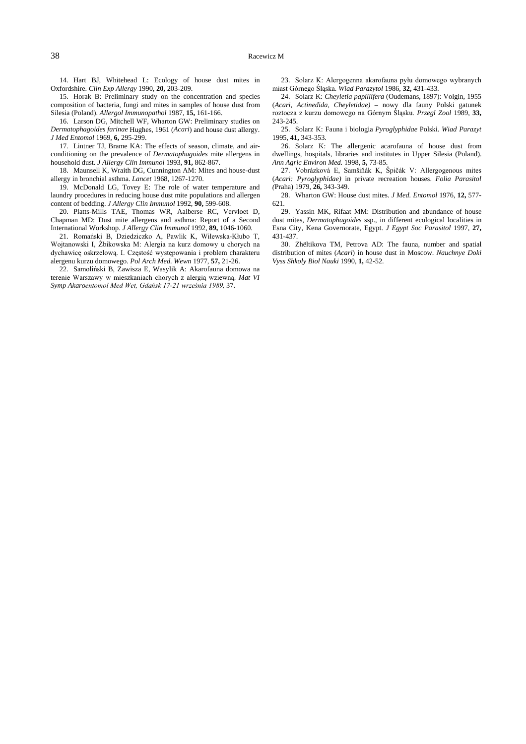14. Hart BJ, Whitehead L: Ecology of house dust mites in Oxfordshire. *Clin Exp Allergy* 1990, **20,** 203-209.

15. Horak B: Preliminary study on the concentration and species composition of bacteria, fungi and mites in samples of house dust from Silesia (Poland). *Allergol Immunopathol* 1987, **15,** 161-166.

16. Larson DG, Mitchell WF, Wharton GW: Preliminary studies on *Dermatophagoides farinae* Hughes, 1961 (*Acari*) and house dust allergy. *J Med Entomol* 1969, **6,** 295-299.

17. Lintner TJ, Brame KA: The effects of season, climate, and air-conditioning on the prevalence of *Dermatophagoides* mite allergens in household dust. *J Allergy Clin Immunol* 1993, **91,** 862-867.

18. Maunsell K, Wraith DG, Cunnington AM: Mites and house-dust allergy in bronchial asthma. *Lancet* 1968, 1267-1270.

19. McDonald LG, Tovey E: The role of water temperature and laundry procedures in reducing house dust mite populations and allergen content of bedding. *J Allergy Clin Immunol* 1992, **90,** 599-608.

20. Platts-Mills TAE, Thomas WR, Aalberse RC, Vervloet D, Chapman MD: Dust mite allergens and asthma: Report of a Second International Workshop. *J Allergy Clin Immunol* 1992, **89,** 1046-1060.

21. Romański B, Dziedziczko A, Pawlik K, Wilewska-Kłubo T, Wojtanowski I, Żbikowska M: Alergia na kurz domowy u chorych na dychawicę oskrzelową. I. Częstość występowania i problem charakteru alergenu kurzu domowego. *Pol Arch Med. Wewn* 1977, **57,** 21-26.

22. Samoliński B, Zawisza E, Wasylik A: Akarofauna domowa na terenie Warszawy w mieszkaniach chorych z alergią wziewną. *Mat VI Symp Akaroentomol Med Wet, Gdańsk 17-21 września 1989,* 37.

23. Solarz K: Alergogenna akarofauna pyłu domowego wybranych miast Górnego Śląska. *Wiad Parazytol* 1986, **32,** 431-433.

24. Solarz K: *Cheyletia papillifera* (Oudemans, 1897): Volgin, 1955 (*Acari, Actinedida, Cheyletidae)* – nowy dla fauny Polski gatunek roztocza z kurzu domowego na Górnym Śląsku. *Przegl Zool* 1989, **33,** 243-245.

25. Solarz K: Fauna i biologia *Pyroglyphidae* Polski. *Wiad Parazyt* 1995, **41,** 343-353.

26. Solarz K: The allergenic acarofauna of house dust from dwellings, hospitals, libraries and institutes in Upper Silesia (Poland). *Ann Agric Environ Med.* 1998, **5,** 73-85.

27. Vobrázková E, Samšiňák K, Špičák V: Allergogenous mites (*Acari: Pyroglyphidae)* in private recreation houses. *Folia Parasitol (*Praha) 1979, **26,** 343-349.

28. Wharton GW: House dust mites. *J Med. Entomol* 1976, **12,** 577-621.

29. Yassin MK, Rifaat MM: Distribution and abundance of house dust mites, *Dermatophagoides* ssp., in different ecological localities in Esna City, Kena Governorate, Egypt. *J Egypt Soc Parasitol* 1997, **27,** 431-437.

30. Zhëltikova TM, Petrova AD: The fauna, number and spatial distribution of mites (*Acari*) in house dust in Moscow. *Nauchnye Doki Vyss Shkoly Biol Nauki* 1990, **1,** 42-52.